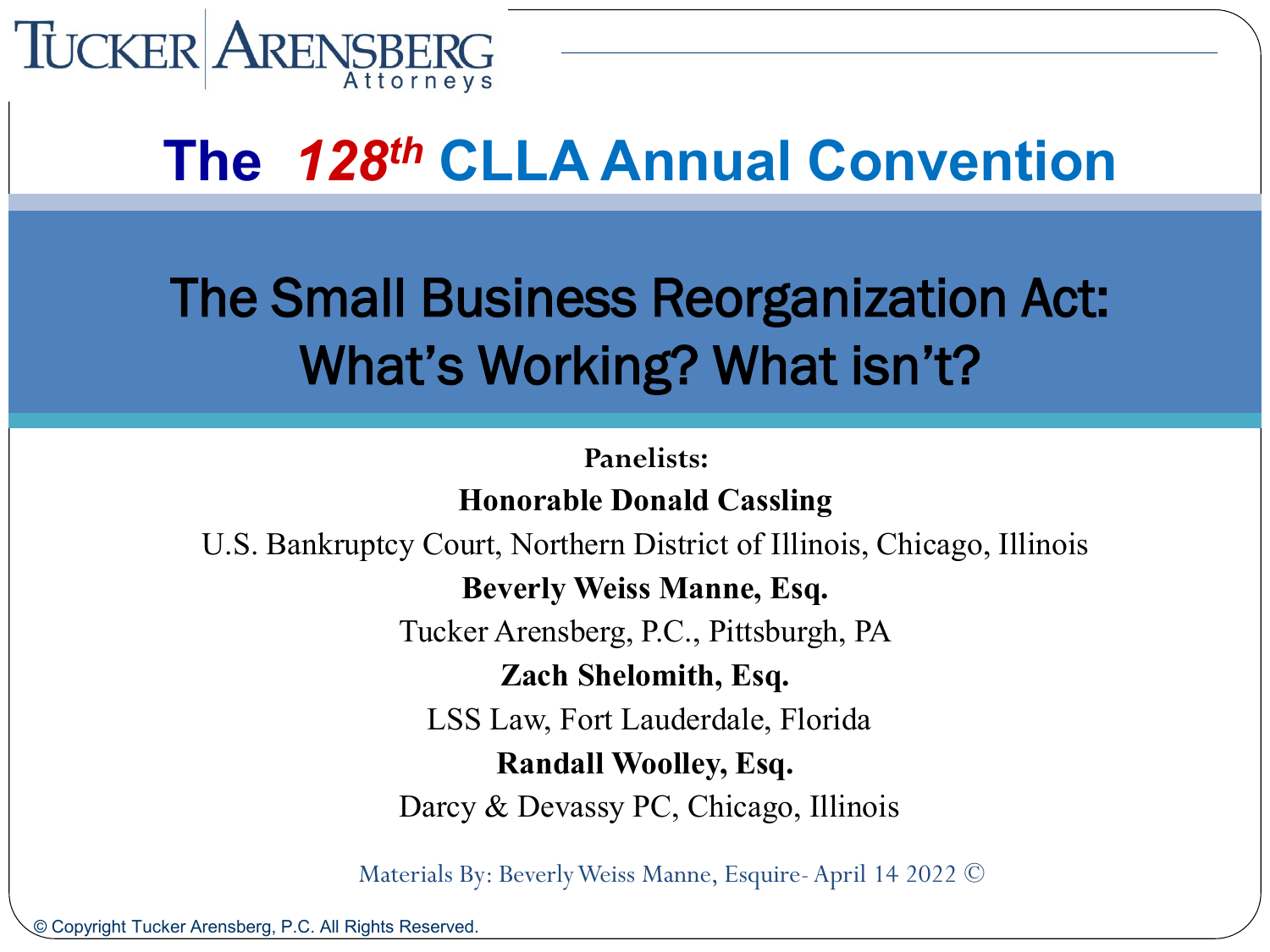TUCKER ARENSBERG
Attorneys

# The 128th CLLA Annual Convention

## The Small Business Reorganization Act: What's Working? What isn't?

**Panelists:**

**Honorable Donald Cassling**

U.S. Bankruptcy Court, Northern District of Illinois, Chicago, Illinois

**Beverly Weiss Manne, Esq.**

Tucker Arensberg, P.C., Pittsburgh, PA

**Zach Shelomith, Esq.**

LSS Law, Fort Lauderdale, Florida

**Randall Woolley, Esq.**

Darcy & Devassy PC, Chicago, Illinois

Materials By: Beverly Weiss Manne, Esquire- April 14 2022 ©

© Copyright Tucker Arensberg, P.C. All Rights Reserved.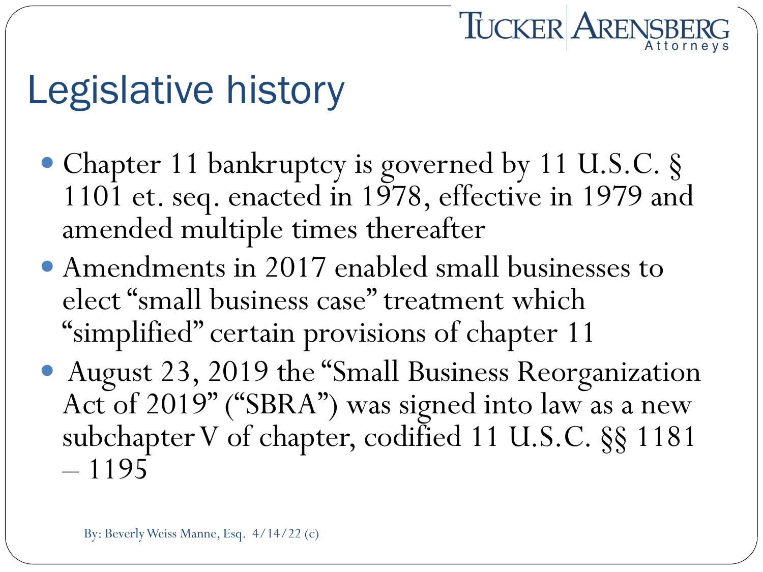# Legislative history

- Chapter 11 bankruptcy is governed by 11 U.S.C. § 1101 et. seq. enacted in 1978, effective in 1979 and amended multiple times thereafter
- Amendments in 2017 enabled small businesses to elect "small business case" treatment which "simplified" certain provisions of chapter 11
- August 23, 2019 the "Small Business Reorganization Act of 2019" ("SBRA") was signed into law as a new subchapter V of chapter, codified 11 U.S.C. §§ 1181 – 1195

By: Beverly Weiss Manne, Esq. 4/14/22 (c)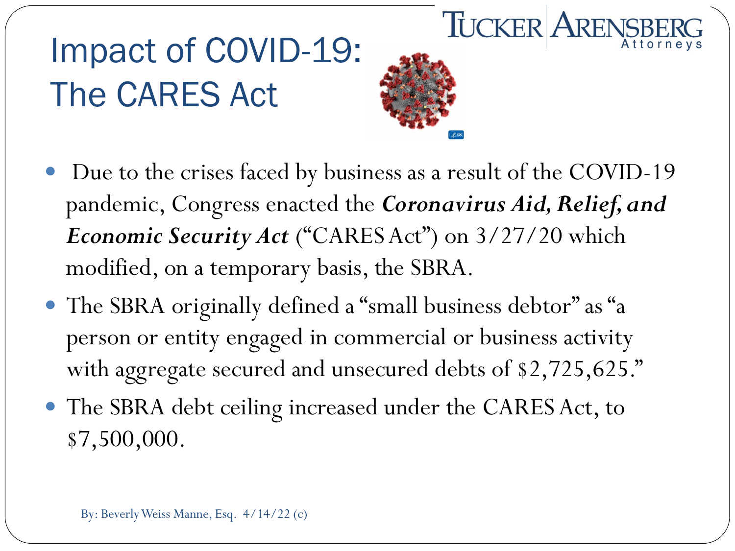# Impact of COVID-19: The CARES Act

- Due to the crises faced by business as a result of the COVID-19 pandemic, Congress enacted the ***Coronavirus Aid, Relief, and Economic Security Act*** ("CARES Act") on 3/27/20 which modified, on a temporary basis, the SBRA.
- The SBRA originally defined a "small business debtor" as "a person or entity engaged in commercial or business activity with aggregate secured and unsecured debts of $2,725,625."
- The SBRA debt ceiling increased under the CARES Act, to $7,500,000.

By: Beverly Weiss Manne, Esq. 4/14/22 (c)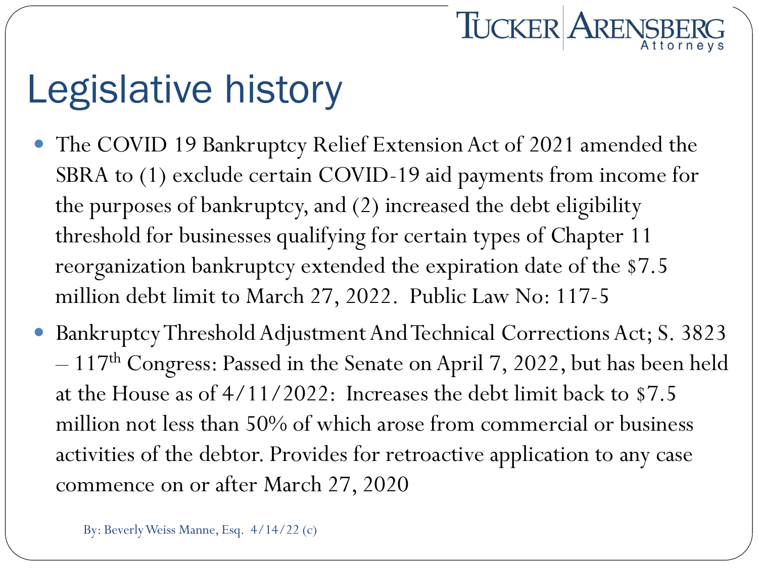# Legislative history

- The COVID 19 Bankruptcy Relief Extension Act of 2021 amended the SBRA to (1) exclude certain COVID-19 aid payments from income for the purposes of bankruptcy, and (2) increased the debt eligibility threshold for businesses qualifying for certain types of Chapter 11 reorganization bankruptcy extended the expiration date of the $7.5 million debt limit to March 27, 2022. Public Law No: 117-5
- Bankruptcy Threshold Adjustment And Technical Corrections Act; S. 3823 – 117th Congress: Passed in the Senate on April 7, 2022, but has been held at the House as of 4/11/2022: Increases the debt limit back to $7.5 million not less than 50% of which arose from commercial or business activities of the debtor. Provides for retroactive application to any case commence on or after March 27, 2020

By: Beverly Weiss Manne, Esq. 4/14/22 (c)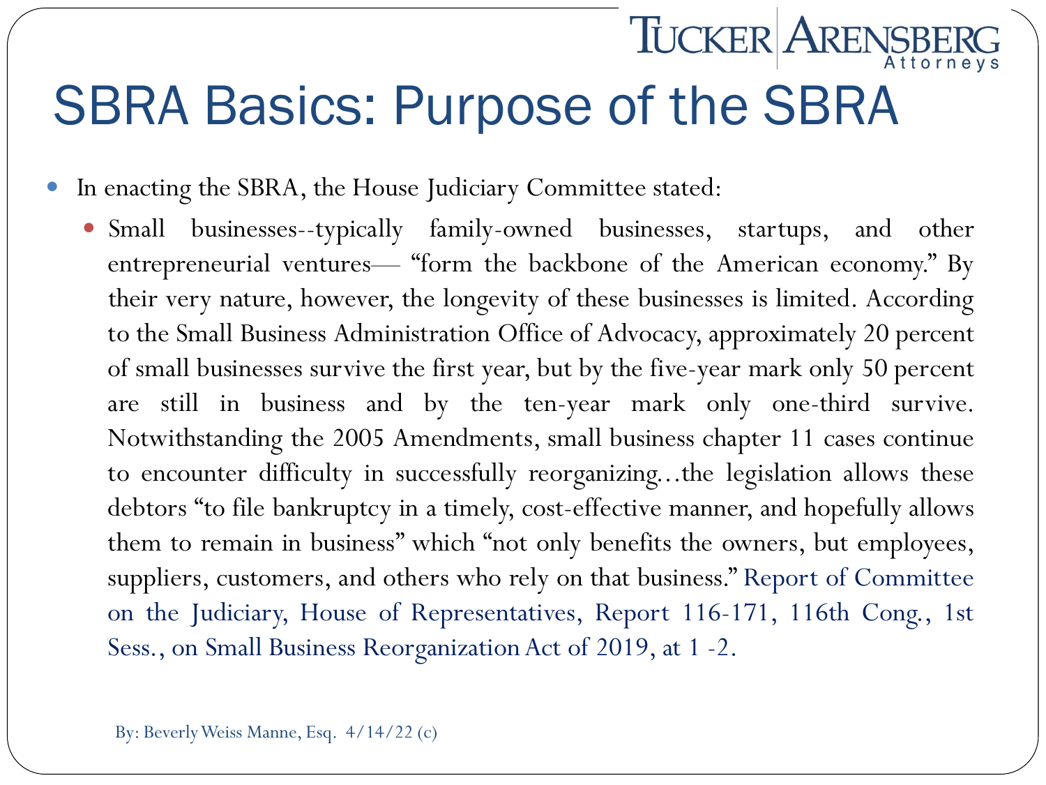# SBRA Basics: Purpose of the SBRA

- In enacting the SBRA, the House Judiciary Committee stated:
  - Small businesses--typically family-owned businesses, startups, and other entrepreneurial ventures— "form the backbone of the American economy." By their very nature, however, the longevity of these businesses is limited. According to the Small Business Administration Office of Advocacy, approximately 20 percent of small businesses survive the first year, but by the five-year mark only 50 percent are still in business and by the ten-year mark only one-third survive. Notwithstanding the 2005 Amendments, small business chapter 11 cases continue to encounter difficulty in successfully reorganizing…the legislation allows these debtors "to file bankruptcy in a timely, cost-effective manner, and hopefully allows them to remain in business" which "not only benefits the owners, but employees, suppliers, customers, and others who rely on that business." Report of Committee on the Judiciary, House of Representatives, Report 116-171, 116th Cong., 1st Sess., on Small Business Reorganization Act of 2019, at 1 -2.

By: Beverly Weiss Manne, Esq. 4/14/22 (c)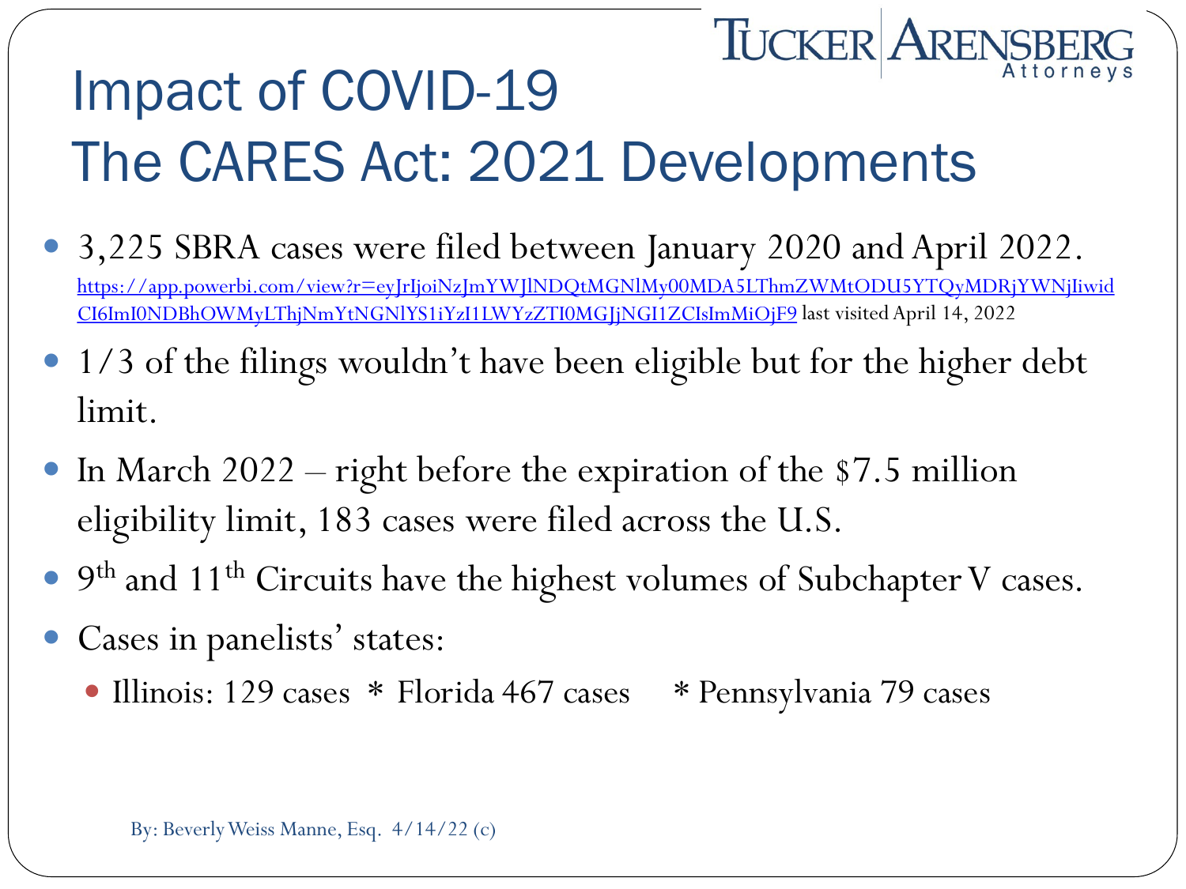# Impact of COVID-19
# The CARES Act: 2021 Developments

- 3,225 SBRA cases were filed between January 2020 and April 2022. https://app.powerbi.com/view?r=eyJrIjoiNzJmYWJlNDQtMGNlMy00MDA5LThmZWMtODU5YTQyMDRjYWNjIiwidCI6ImI0NDBhOWMyLThjNmYtNGNlYS1iYzI1LWYzZTI0MGJjNGI1ZCIsImMiOjF9 last visited April 14, 2022
- 1/3 of the filings wouldn't have been eligible but for the higher debt limit.
- In March 2022 – right before the expiration of the $7.5 million eligibility limit, 183 cases were filed across the U.S.
- 9th and 11th Circuits have the highest volumes of Subchapter V cases.
- Cases in panelists' states:
  - Illinois: 129 cases * Florida 467 cases * Pennsylvania 79 cases

By: Beverly Weiss Manne, Esq. 4/14/22 (c)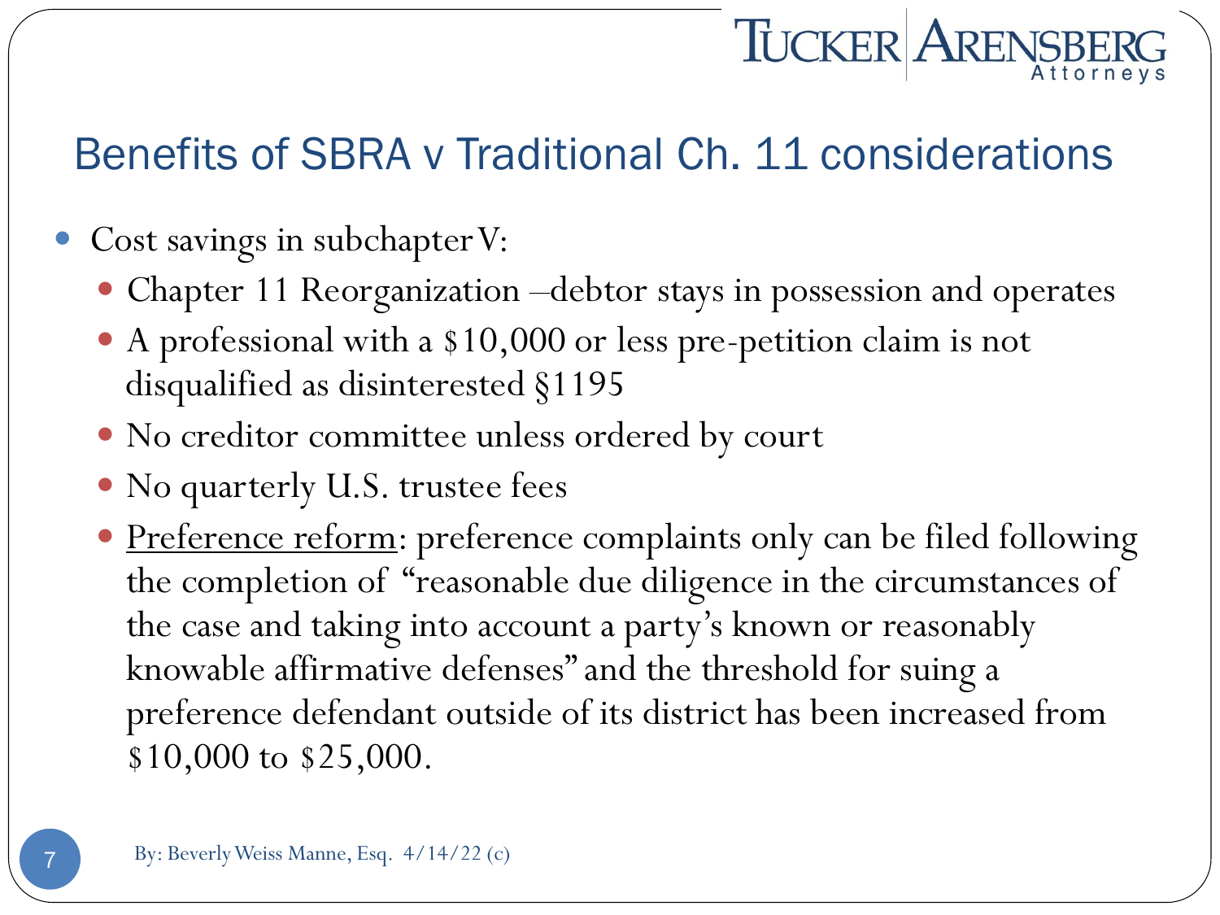## Benefits of SBRA v Traditional Ch. 11 considerations

- Cost savings in subchapter V:
  - Chapter 11 Reorganization –debtor stays in possession and operates
  - A professional with a $10,000 or less pre-petition claim is not disqualified as disinterested §1195
  - No creditor committee unless ordered by court
  - No quarterly U.S. trustee fees
  - <u>Preference reform</u>: preference complaints only can be filed following the completion of "reasonable due diligence in the circumstances of the case and taking into account a party's known or reasonably knowable affirmative defenses" and the threshold for suing a preference defendant outside of its district has been increased from $10,000 to $25,000.

By: Beverly Weiss Manne, Esq. 4/14/22 (c)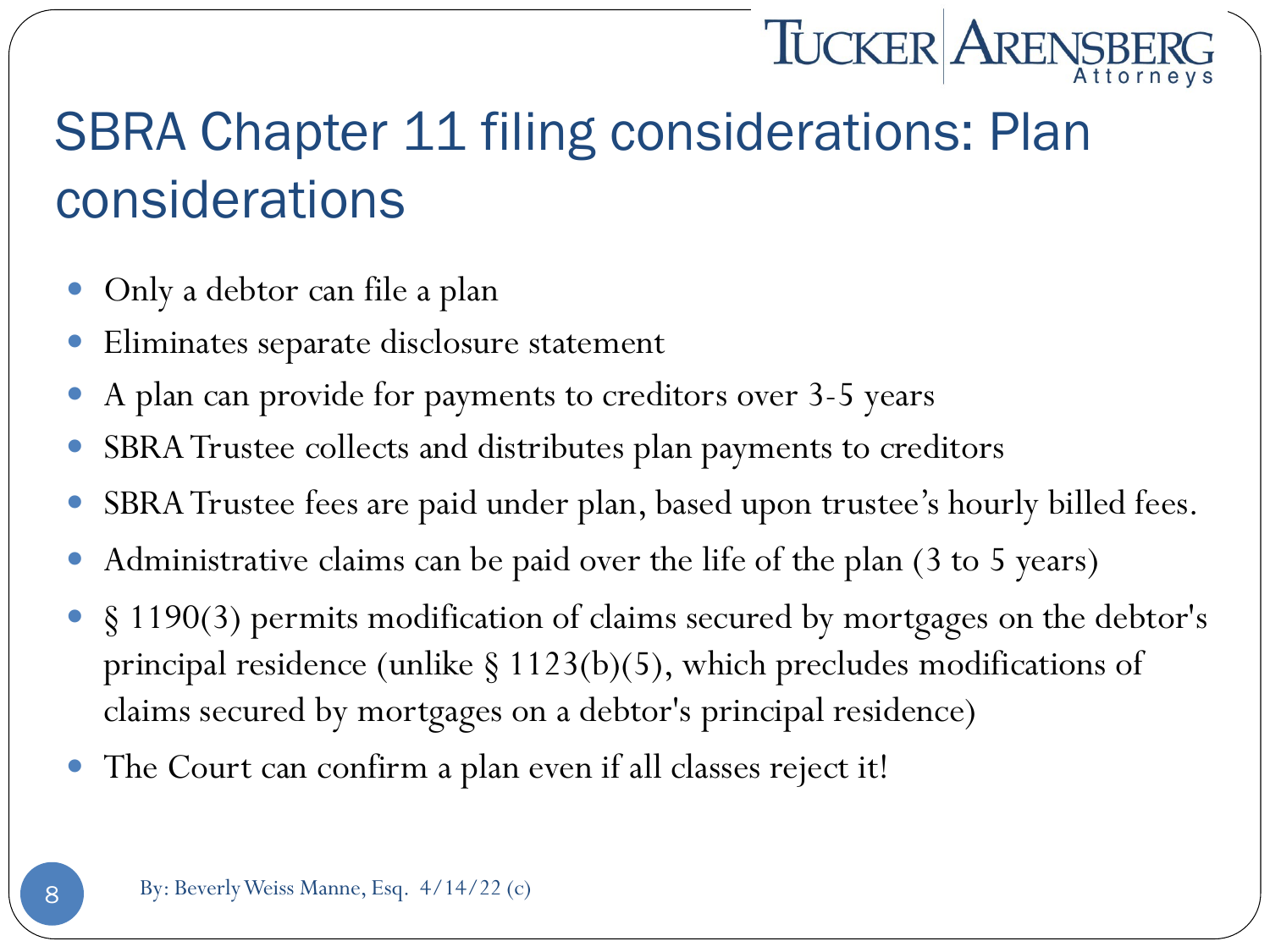# SBRA Chapter 11 filing considerations: Plan considerations

- Only a debtor can file a plan
- Eliminates separate disclosure statement
- A plan can provide for payments to creditors over 3-5 years
- SBRA Trustee collects and distributes plan payments to creditors
- SBRA Trustee fees are paid under plan, based upon trustee's hourly billed fees.
- Administrative claims can be paid over the life of the plan (3 to 5 years)
- § 1190(3) permits modification of claims secured by mortgages on the debtor's principal residence (unlike § 1123(b)(5), which precludes modifications of claims secured by mortgages on a debtor's principal residence)
- The Court can confirm a plan even if all classes reject it!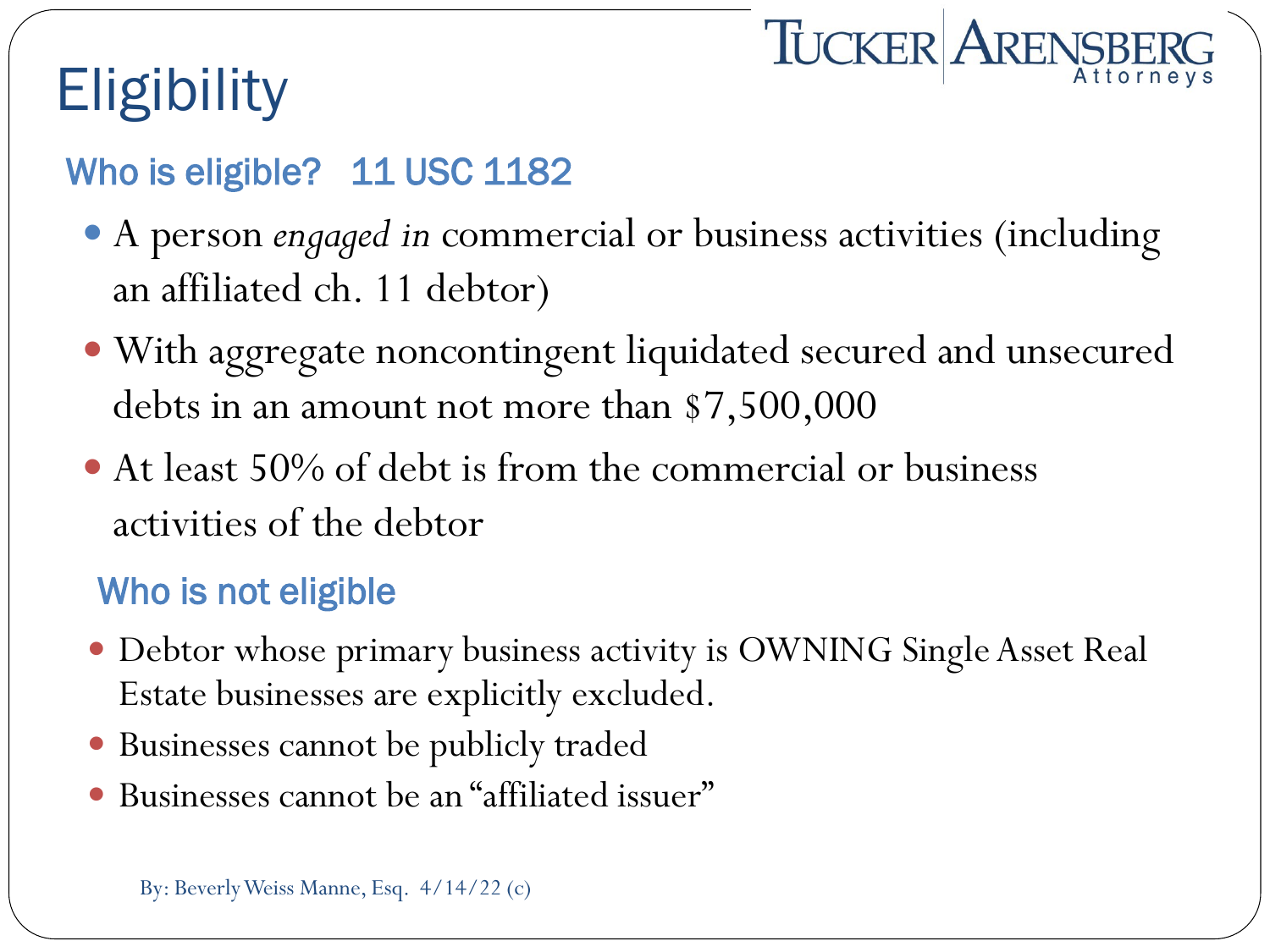# Eligibility

TUCKER ARENSBERG Attorneys

### Who is eligible? 11 USC 1182

- A person *engaged in* commercial or business activities (including an affiliated ch. 11 debtor)
- With aggregate noncontingent liquidated secured and unsecured debts in an amount not more than $7,500,000
- At least 50% of debt is from the commercial or business activities of the debtor

### Who is not eligible

- Debtor whose primary business activity is OWNING Single Asset Real Estate businesses are explicitly excluded.
- Businesses cannot be publicly traded
- Businesses cannot be an "affiliated issuer"

By: Beverly Weiss Manne, Esq. 4/14/22 (c)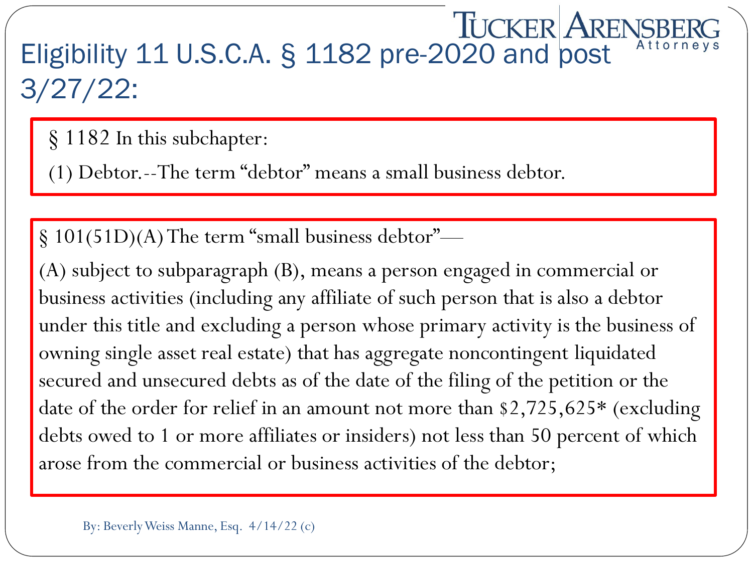# Eligibility 11 U.S.C.A. § 1182 pre-2020 and post 3/27/22:

§ 1182 In this subchapter:

(1) Debtor.--The term "debtor" means a small business debtor.

§ 101(51D)(A) The term "small business debtor"—

(A) subject to subparagraph (B), means a person engaged in commercial or business activities (including any affiliate of such person that is also a debtor under this title and excluding a person whose primary activity is the business of owning single asset real estate) that has aggregate noncontingent liquidated secured and unsecured debts as of the date of the filing of the petition or the date of the order for relief in an amount not more than $2,725,625* (excluding debts owed to 1 or more affiliates or insiders) not less than 50 percent of which arose from the commercial or business activities of the debtor;

By: Beverly Weiss Manne, Esq. 4/14/22 (c)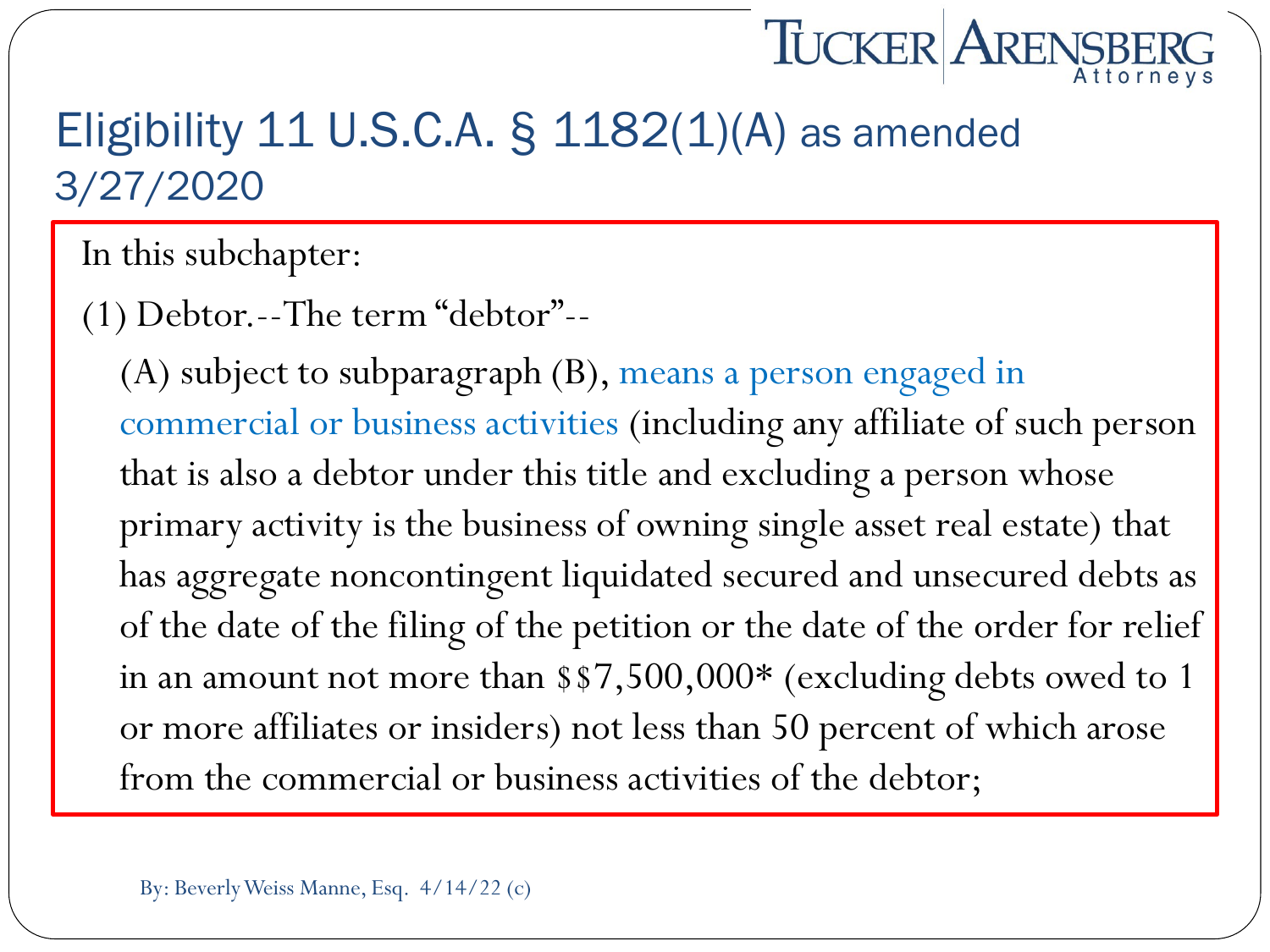# Eligibility 11 U.S.C.A. § 1182(1)(A) as amended 3/27/2020

In this subchapter:

(1) Debtor.--The term "debtor"--

(A) subject to subparagraph (B), means a person engaged in commercial or business activities (including any affiliate of such person that is also a debtor under this title and excluding a person whose primary activity is the business of owning single asset real estate) that has aggregate noncontingent liquidated secured and unsecured debts as of the date of the filing of the petition or the date of the order for relief in an amount not more than $$7,500,000* (excluding debts owed to 1 or more affiliates or insiders) not less than 50 percent of which arose from the commercial or business activities of the debtor;

By: Beverly Weiss Manne, Esq. 4/14/22 (c)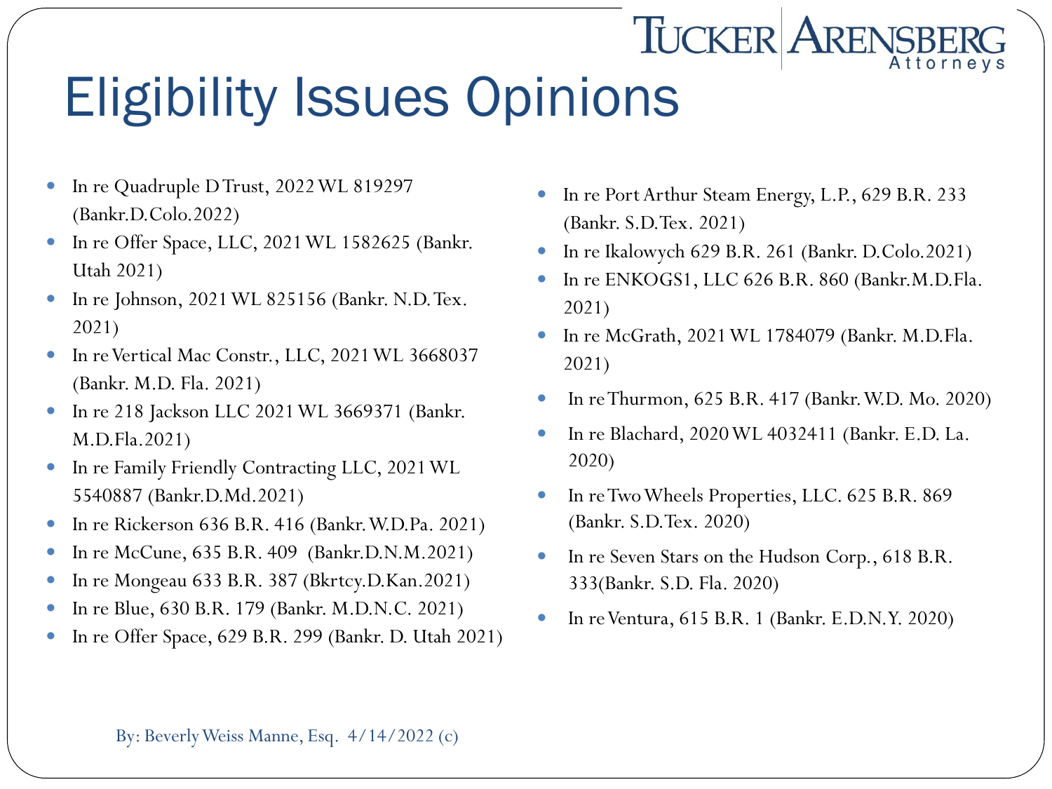# Eligibility Issues Opinions

- In re Quadruple D Trust, 2022 WL 819297 (Bankr.D.Colo.2022)
- In re Offer Space, LLC, 2021 WL 1582625 (Bankr. Utah 2021)
- In re Johnson, 2021 WL 825156 (Bankr. N.D. Tex. 2021)
- In re Vertical Mac Constr., LLC, 2021 WL 3668037 (Bankr. M.D. Fla. 2021)
- In re 218 Jackson LLC 2021 WL 3669371 (Bankr. M.D.Fla.2021)
- In re Family Friendly Contracting LLC, 2021 WL 5540887 (Bankr.D.Md.2021)
- In re Rickerson 636 B.R. 416 (Bankr. W.D.Pa. 2021)
- In re McCune, 635 B.R. 409 (Bankr.D.N.M.2021)
- In re Mongeau 633 B.R. 387 (Bkrtcy.D.Kan.2021)
- In re Blue, 630 B.R. 179 (Bankr. M.D.N.C. 2021)
- In re Offer Space, 629 B.R. 299 (Bankr. D. Utah 2021)
- In re Port Arthur Steam Energy, L.P., 629 B.R. 233 (Bankr. S.D.Tex. 2021)
- In re Ikalowych 629 B.R. 261 (Bankr. D.Colo.2021)
- In re ENKOGS1, LLC 626 B.R. 860 (Bankr.M.D.Fla. 2021)
- In re McGrath, 2021 WL 1784079 (Bankr. M.D.Fla. 2021)
- In re Thurmon, 625 B.R. 417 (Bankr. W.D. Mo. 2020)
- In re Blachard, 2020 WL 4032411 (Bankr. E.D. La. 2020)
- In re Two Wheels Properties, LLC. 625 B.R. 869 (Bankr. S.D.Tex. 2020)
- In re Seven Stars on the Hudson Corp., 618 B.R. 333(Bankr. S.D. Fla. 2020)
- In re Ventura, 615 B.R. 1 (Bankr. E.D.N.Y. 2020)

By: Beverly Weiss Manne, Esq. 4/14/2022 (c)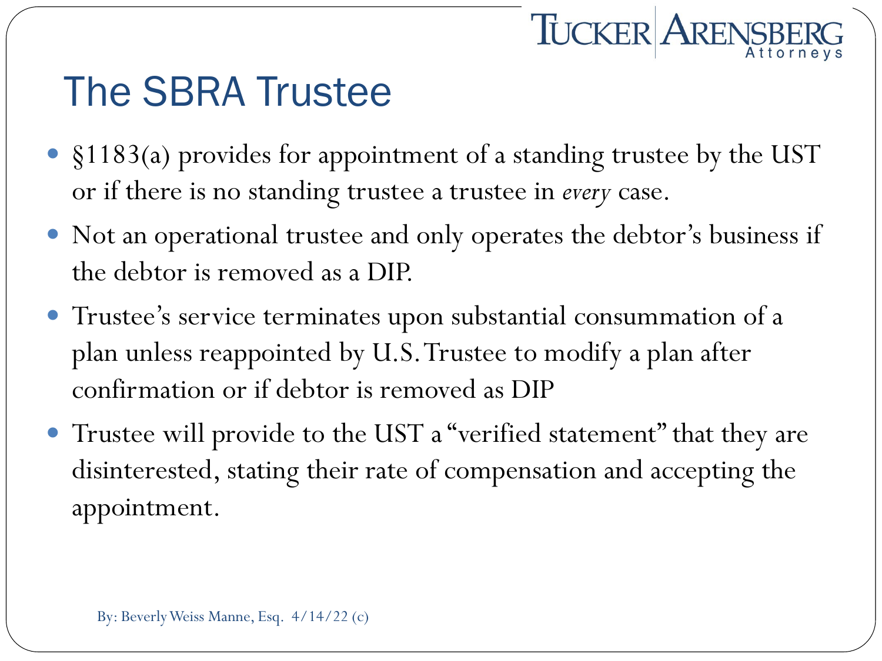# The SBRA Trustee

- §1183(a) provides for appointment of a standing trustee by the UST or if there is no standing trustee a trustee in *every* case.
- Not an operational trustee and only operates the debtor's business if the debtor is removed as a DIP.
- Trustee's service terminates upon substantial consummation of a plan unless reappointed by U.S. Trustee to modify a plan after confirmation or if debtor is removed as DIP
- Trustee will provide to the UST a "verified statement" that they are disinterested, stating their rate of compensation and accepting the appointment.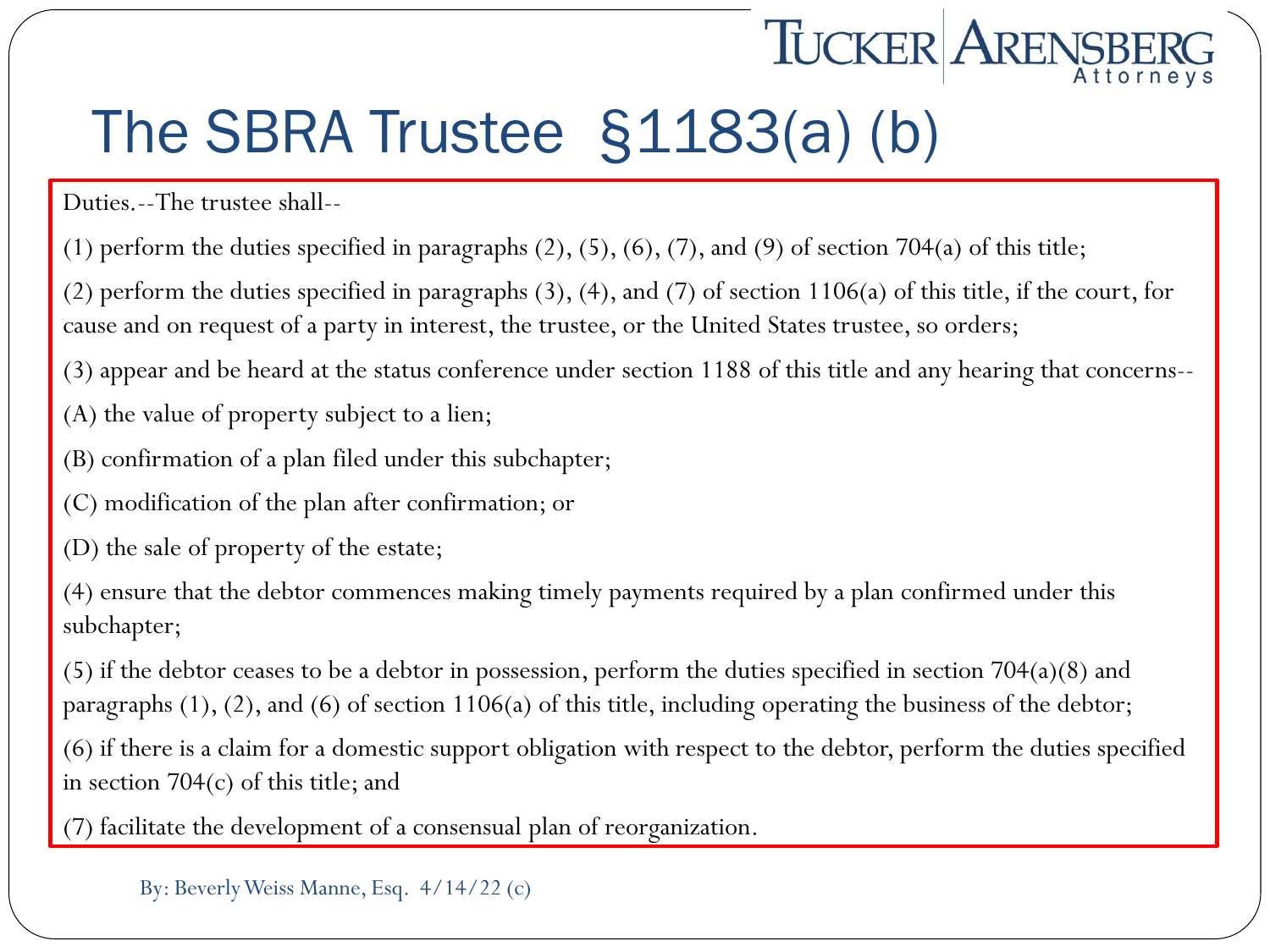# The SBRA Trustee §1183(a) (b)

Duties.--The trustee shall--

(1) perform the duties specified in paragraphs (2), (5), (6), (7), and (9) of section 704(a) of this title;

(2) perform the duties specified in paragraphs (3), (4), and (7) of section 1106(a) of this title, if the court, for cause and on request of a party in interest, the trustee, or the United States trustee, so orders;

(3) appear and be heard at the status conference under section 1188 of this title and any hearing that concerns--

(A) the value of property subject to a lien;

(B) confirmation of a plan filed under this subchapter;

(C) modification of the plan after confirmation; or

(D) the sale of property of the estate;

(4) ensure that the debtor commences making timely payments required by a plan confirmed under this subchapter;

(5) if the debtor ceases to be a debtor in possession, perform the duties specified in section 704(a)(8) and paragraphs (1), (2), and (6) of section 1106(a) of this title, including operating the business of the debtor;

(6) if there is a claim for a domestic support obligation with respect to the debtor, perform the duties specified in section 704(c) of this title; and

(7) facilitate the development of a consensual plan of reorganization.

By: Beverly Weiss Manne, Esq. 4/14/22 (c)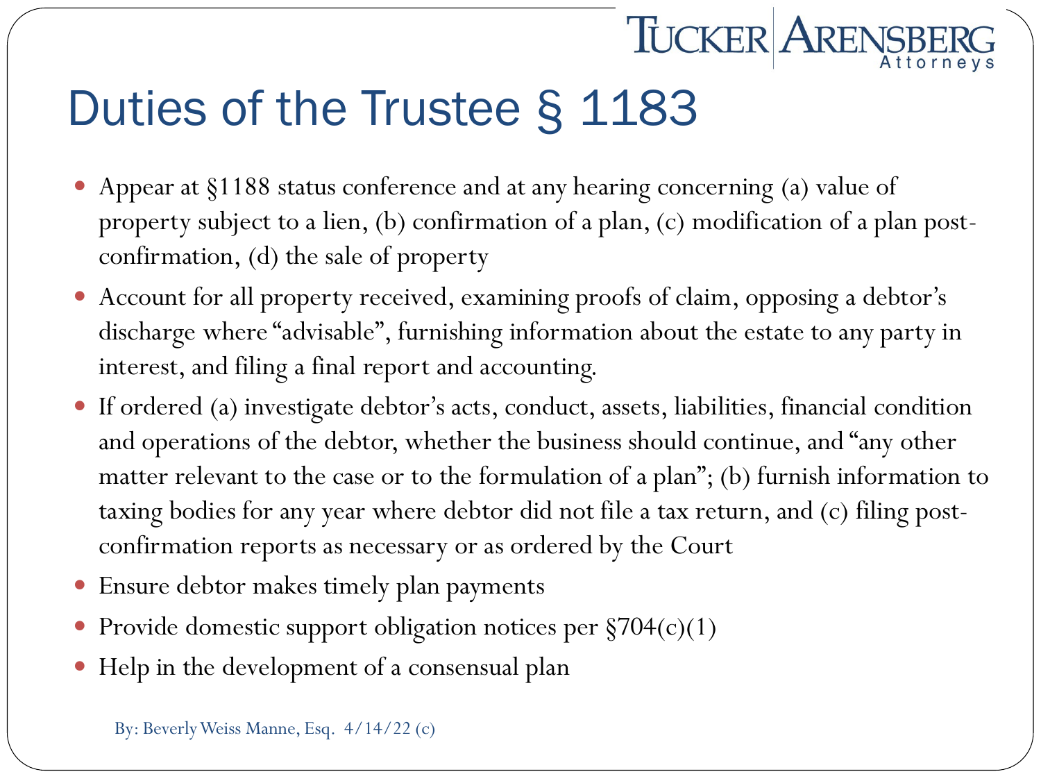# Duties of the Trustee § 1183

- Appear at §1188 status conference and at any hearing concerning (a) value of property subject to a lien, (b) confirmation of a plan, (c) modification of a plan post-confirmation, (d) the sale of property
- Account for all property received, examining proofs of claim, opposing a debtor's discharge where "advisable", furnishing information about the estate to any party in interest, and filing a final report and accounting.
- If ordered (a) investigate debtor's acts, conduct, assets, liabilities, financial condition and operations of the debtor, whether the business should continue, and "any other matter relevant to the case or to the formulation of a plan"; (b) furnish information to taxing bodies for any year where debtor did not file a tax return, and (c) filing post-confirmation reports as necessary or as ordered by the Court
- Ensure debtor makes timely plan payments
- Provide domestic support obligation notices per §704(c)(1)
- Help in the development of a consensual plan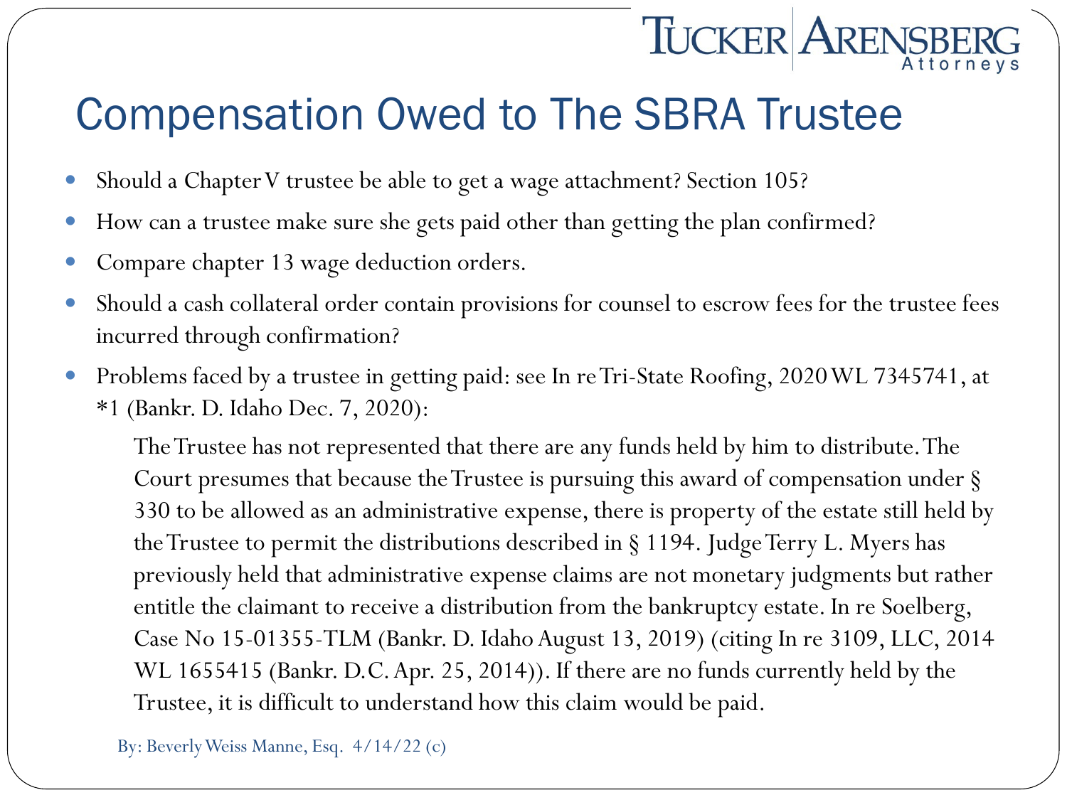# Compensation Owed to The SBRA Trustee

- Should a Chapter V trustee be able to get a wage attachment? Section 105?
- How can a trustee make sure she gets paid other than getting the plan confirmed?
- Compare chapter 13 wage deduction orders.
- Should a cash collateral order contain provisions for counsel to escrow fees for the trustee fees incurred through confirmation?
- Problems faced by a trustee in getting paid: see In re Tri-State Roofing, 2020 WL 7345741, at *1 (Bankr. D. Idaho Dec. 7, 2020):

> The Trustee has not represented that there are any funds held by him to distribute. The Court presumes that because the Trustee is pursuing this award of compensation under § 330 to be allowed as an administrative expense, there is property of the estate still held by the Trustee to permit the distributions described in § 1194. Judge Terry L. Myers has previously held that administrative expense claims are not monetary judgments but rather entitle the claimant to receive a distribution from the bankruptcy estate. In re Soelberg, Case No 15-01355-TLM (Bankr. D. Idaho August 13, 2019) (citing In re 3109, LLC, 2014 WL 1655415 (Bankr. D.C. Apr. 25, 2014)). If there are no funds currently held by the Trustee, it is difficult to understand how this claim would be paid.

By: Beverly Weiss Manne, Esq. 4/14/22 (c)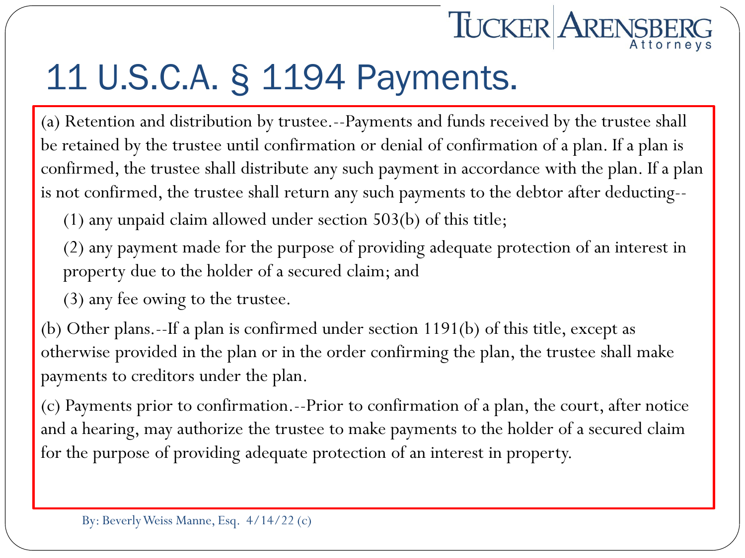# 11 U.S.C.A. § 1194 Payments.

(a) Retention and distribution by trustee.--Payments and funds received by the trustee shall be retained by the trustee until confirmation or denial of confirmation of a plan. If a plan is confirmed, the trustee shall distribute any such payment in accordance with the plan. If a plan is not confirmed, the trustee shall return any such payments to the debtor after deducting--

(1) any unpaid claim allowed under section 503(b) of this title;

(2) any payment made for the purpose of providing adequate protection of an interest in property due to the holder of a secured claim; and

(3) any fee owing to the trustee.

(b) Other plans.--If a plan is confirmed under section 1191(b) of this title, except as otherwise provided in the plan or in the order confirming the plan, the trustee shall make payments to creditors under the plan.

(c) Payments prior to confirmation.--Prior to confirmation of a plan, the court, after notice and a hearing, may authorize the trustee to make payments to the holder of a secured claim for the purpose of providing adequate protection of an interest in property.

By: Beverly Weiss Manne, Esq. 4/14/22 (c)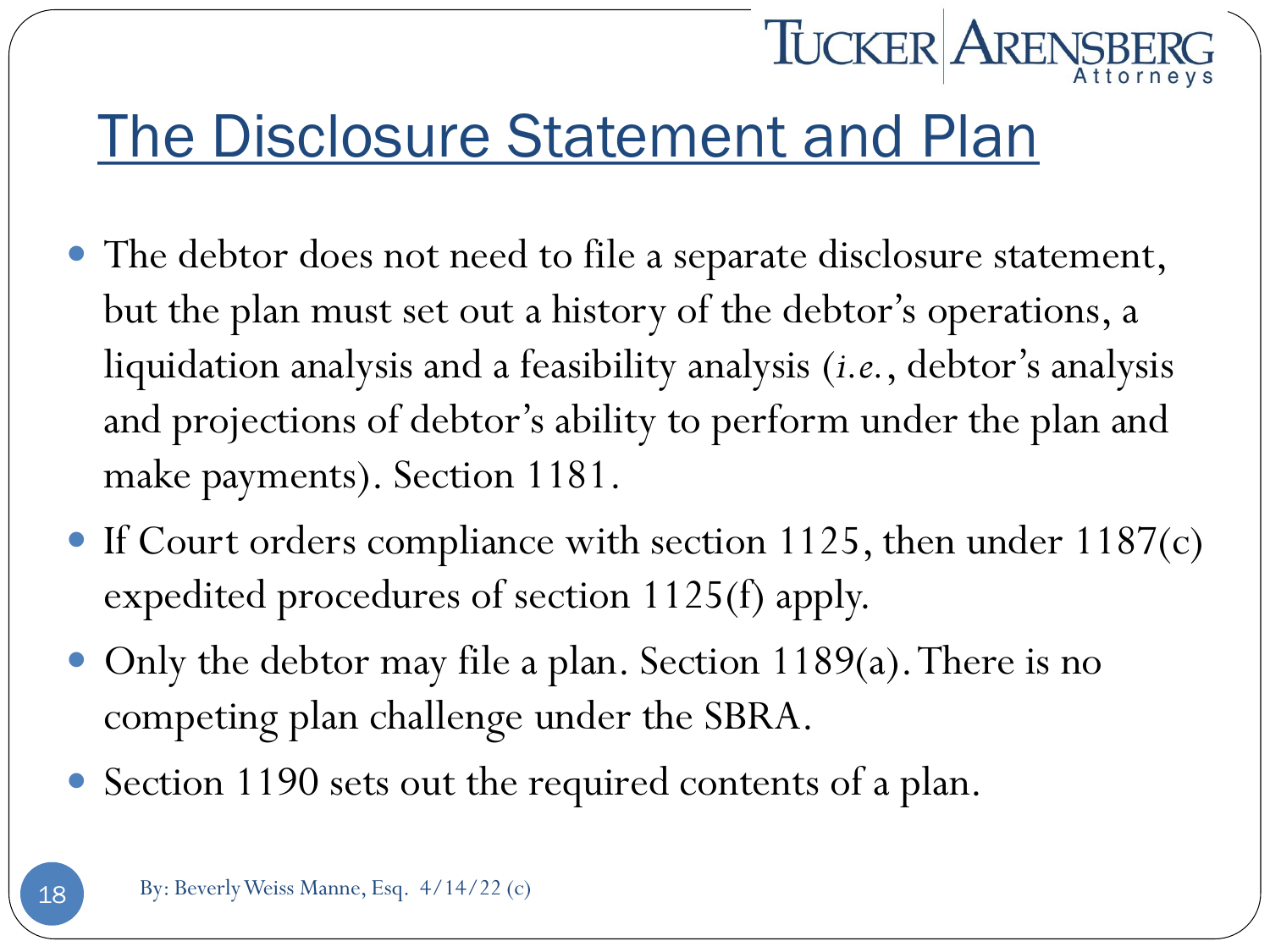# The Disclosure Statement and Plan

- The debtor does not need to file a separate disclosure statement, but the plan must set out a history of the debtor's operations, a liquidation analysis and a feasibility analysis (*i.e.*, debtor's analysis and projections of debtor's ability to perform under the plan and make payments). Section 1181.
- If Court orders compliance with section 1125, then under 1187(c) expedited procedures of section 1125(f) apply.
- Only the debtor may file a plan. Section 1189(a). There is no competing plan challenge under the SBRA.
- Section 1190 sets out the required contents of a plan.

By: Beverly Weiss Manne, Esq. 4/14/22 (c)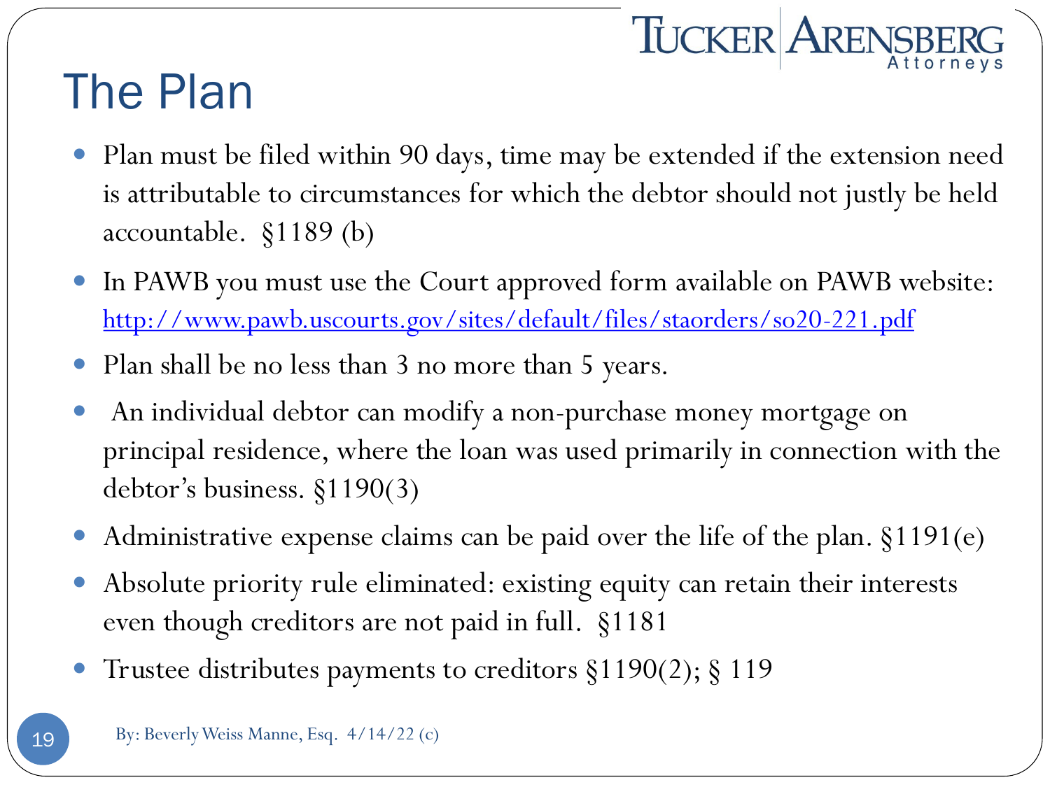# The Plan

- Plan must be filed within 90 days, time may be extended if the extension need is attributable to circumstances for which the debtor should not justly be held accountable. §1189 (b)
- In PAWB you must use the Court approved form available on PAWB website: http://www.pawb.uscourts.gov/sites/default/files/staorders/so20-221.pdf
- Plan shall be no less than 3 no more than 5 years.
- An individual debtor can modify a non-purchase money mortgage on principal residence, where the loan was used primarily in connection with the debtor's business. §1190(3)
- Administrative expense claims can be paid over the life of the plan. §1191(e)
- Absolute priority rule eliminated: existing equity can retain their interests even though creditors are not paid in full. §1181
- Trustee distributes payments to creditors §1190(2); § 119

By: Beverly Weiss Manne, Esq. 4/14/22 (c)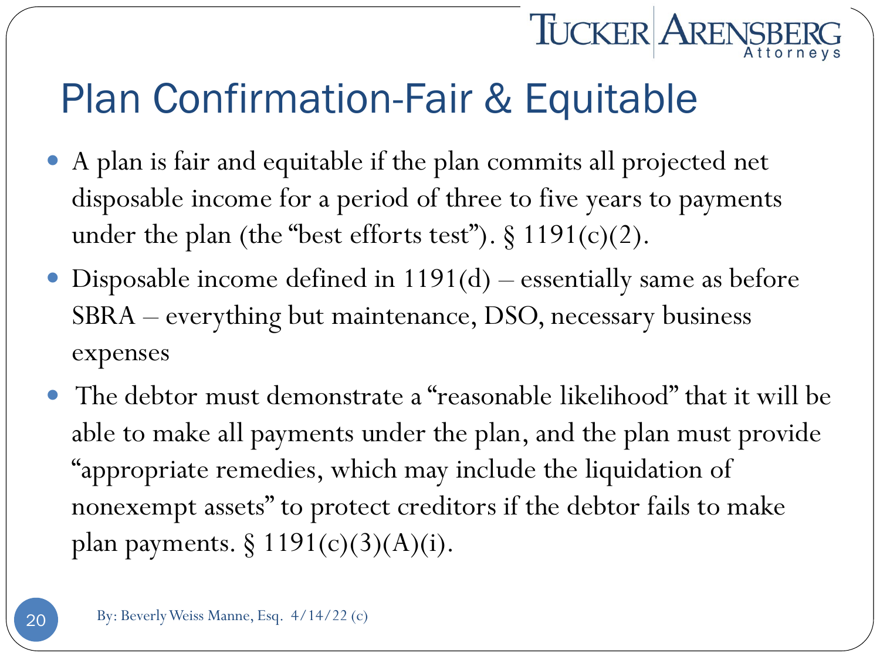# Plan Confirmation-Fair & Equitable

- A plan is fair and equitable if the plan commits all projected net disposable income for a period of three to five years to payments under the plan (the "best efforts test"). § 1191(c)(2).
- Disposable income defined in 1191(d) – essentially same as before SBRA – everything but maintenance, DSO, necessary business expenses
- The debtor must demonstrate a "reasonable likelihood" that it will be able to make all payments under the plan, and the plan must provide "appropriate remedies, which may include the liquidation of nonexempt assets" to protect creditors if the debtor fails to make plan payments. § 1191(c)(3)(A)(i).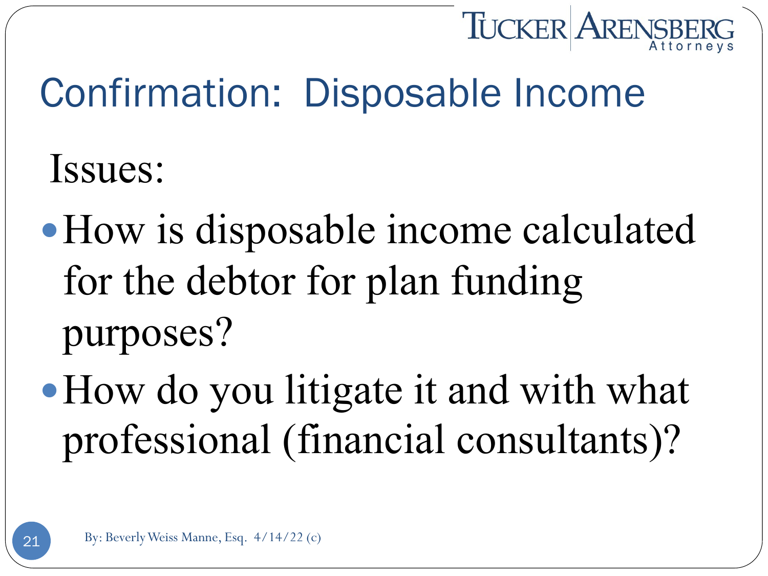# Confirmation: Disposable Income

Issues:

- How is disposable income calculated for the debtor for plan funding purposes?
- How do you litigate it and with what professional (financial consultants)?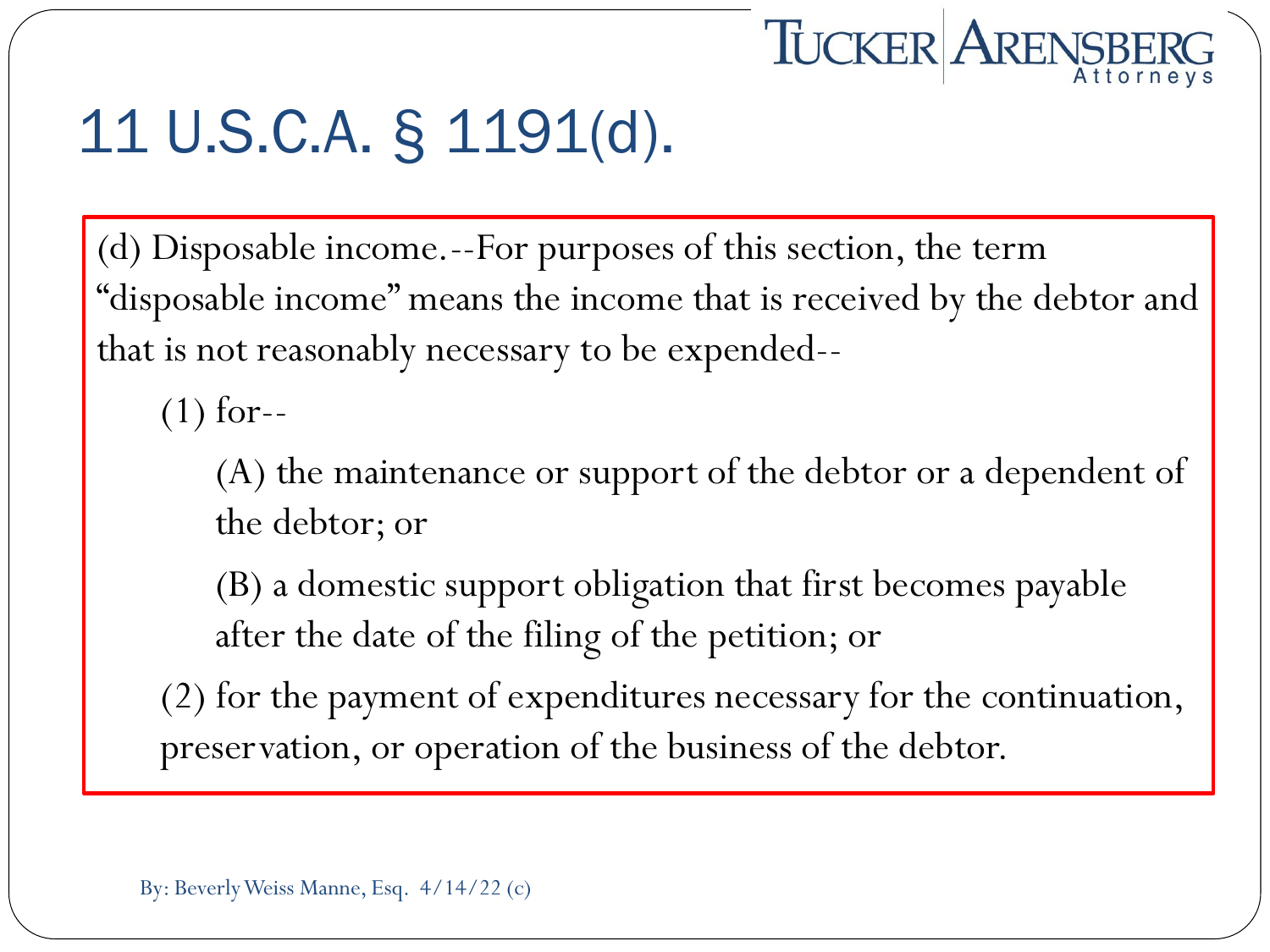# 11 U.S.C.A. § 1191(d).

(d) Disposable income.--For purposes of this section, the term "disposable income" means the income that is received by the debtor and that is not reasonably necessary to be expended--

(1) for--

(A) the maintenance or support of the debtor or a dependent of the debtor; or

(B) a domestic support obligation that first becomes payable after the date of the filing of the petition; or

(2) for the payment of expenditures necessary for the continuation, preservation, or operation of the business of the debtor.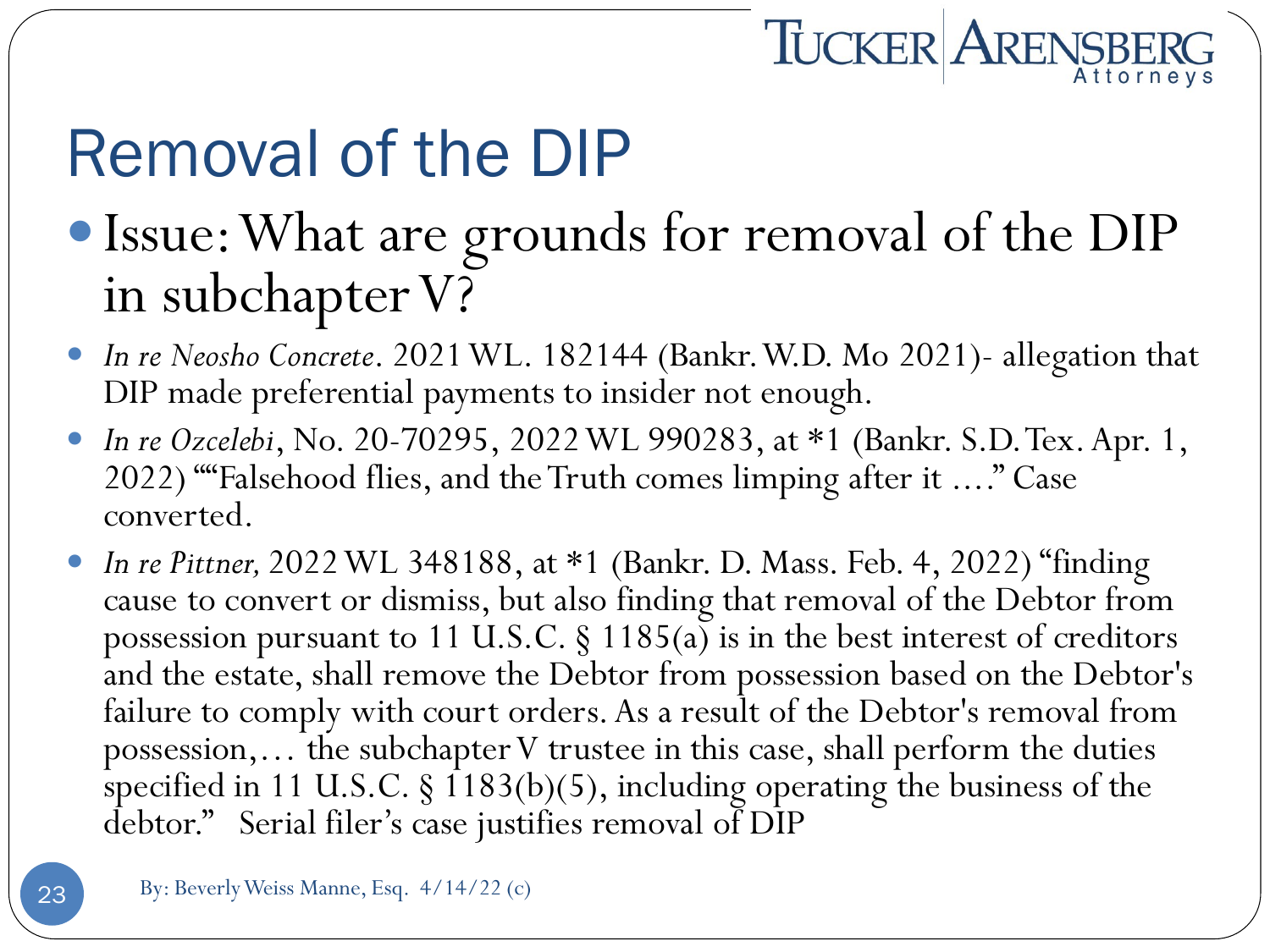# Removal of the DIP

- Issue: What are grounds for removal of the DIP in subchapter V?

- *In re Neosho Concrete*. 2021 WL. 182144 (Bankr. W.D. Mo 2021)- allegation that DIP made preferential payments to insider not enough.
- *In re Ozcelebi*, No. 20-70295, 2022 WL 990283, at *1 (Bankr. S.D. Tex. Apr. 1, 2022) ""Falsehood flies, and the Truth comes limping after it …." Case converted.
- *In re Pittner,* 2022 WL 348188, at *1 (Bankr. D. Mass. Feb. 4, 2022) "finding cause to convert or dismiss, but also finding that removal of the Debtor from possession pursuant to 11 U.S.C. § 1185(a) is in the best interest of creditors and the estate, shall remove the Debtor from possession based on the Debtor's failure to comply with court orders. As a result of the Debtor's removal from possession,… the subchapter V trustee in this case, shall perform the duties specified in 11 U.S.C. § 1183(b)(5), including operating the business of the debtor." Serial filer's case justifies removal of DIP

By: Beverly Weiss Manne, Esq. 4/14/22 (c)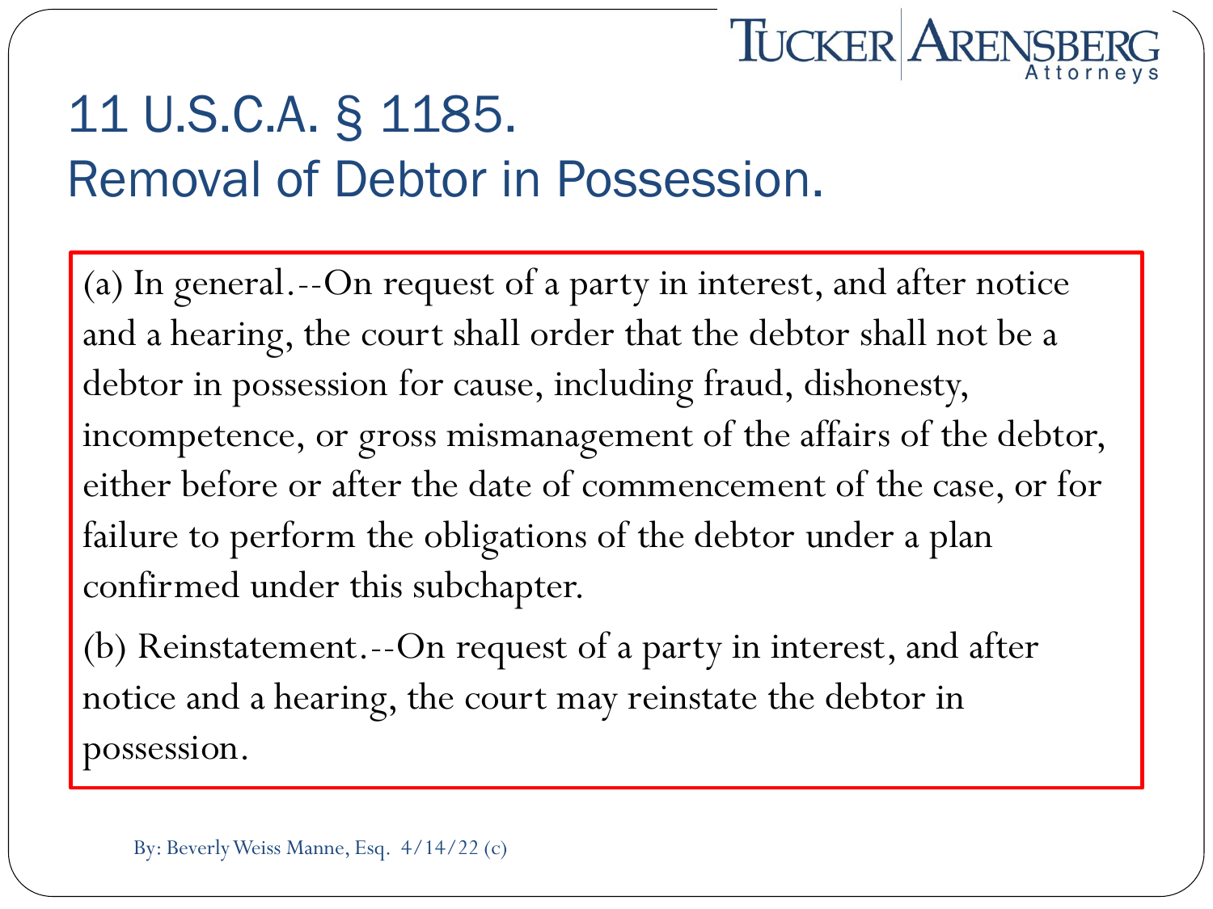# 11 U.S.C.A. § 1185.
# Removal of Debtor in Possession.

(a) In general.--On request of a party in interest, and after notice and a hearing, the court shall order that the debtor shall not be a debtor in possession for cause, including fraud, dishonesty, incompetence, or gross mismanagement of the affairs of the debtor, either before or after the date of commencement of the case, or for failure to perform the obligations of the debtor under a plan confirmed under this subchapter.

(b) Reinstatement.--On request of a party in interest, and after notice and a hearing, the court may reinstate the debtor in possession.

By: Beverly Weiss Manne, Esq. 4/14/22 (c)